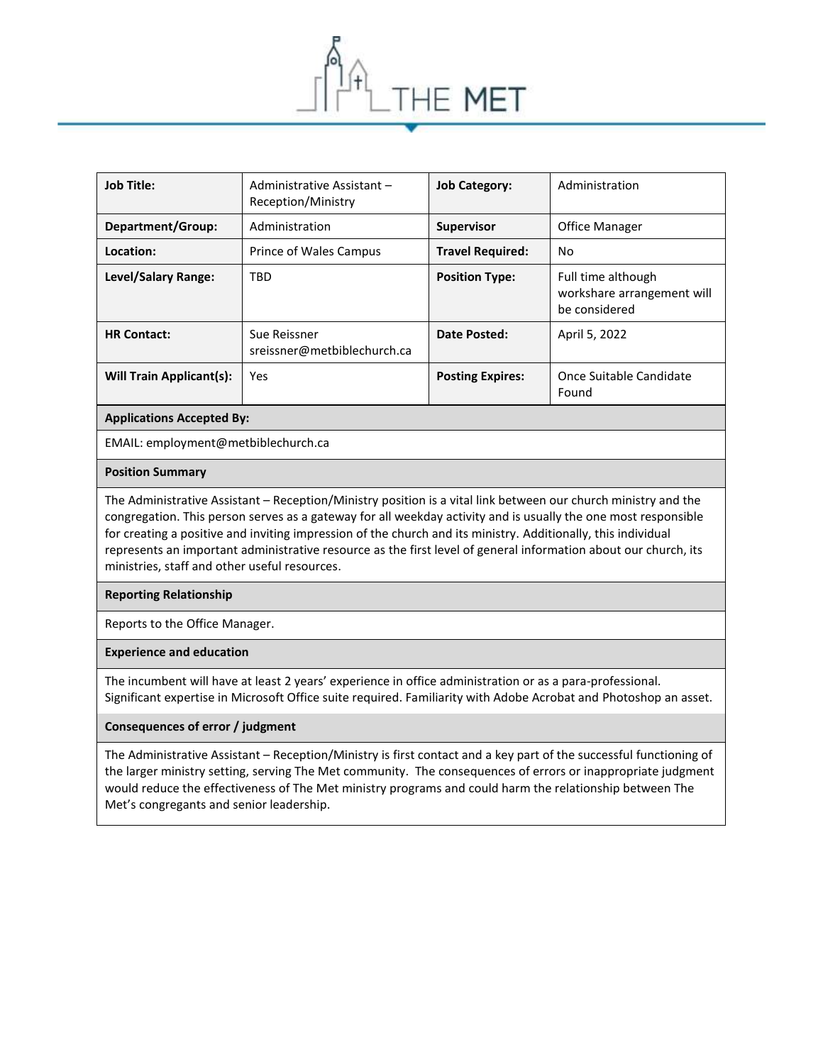THE MET

| Job Title: | Administrative Assistant – Reception/Ministry | Job Category: | Administration |
|---|---|---|---|
| Department/Group: | Administration | Supervisor | Office Manager |
| Location: | Prince of Wales Campus | Travel Required: | No |
| Level/Salary Range: | TBD | Position Type: | Full time although workshare arrangement will be considered |
| HR Contact: | Sue Reissner sreissner@metbiblechurch.ca | Date Posted: | April 5, 2022 |
| Will Train Applicant(s): | Yes | Posting Expires: | Once Suitable Candidate Found |

**Applications Accepted By:**

EMAIL: employment@metbiblechurch.ca

**Position Summary**

The Administrative Assistant – Reception/Ministry position is a vital link between our church ministry and the congregation. This person serves as a gateway for all weekday activity and is usually the one most responsible for creating a positive and inviting impression of the church and its ministry. Additionally, this individual represents an important administrative resource as the first level of general information about our church, its ministries, staff and other useful resources.

**Reporting Relationship**

Reports to the Office Manager.

**Experience and education**

The incumbent will have at least 2 years' experience in office administration or as a para-professional. Significant expertise in Microsoft Office suite required. Familiarity with Adobe Acrobat and Photoshop an asset.

**Consequences of error / judgment**

The Administrative Assistant – Reception/Ministry is first contact and a key part of the successful functioning of the larger ministry setting, serving The Met community. The consequences of errors or inappropriate judgment would reduce the effectiveness of The Met ministry programs and could harm the relationship between The Met's congregants and senior leadership.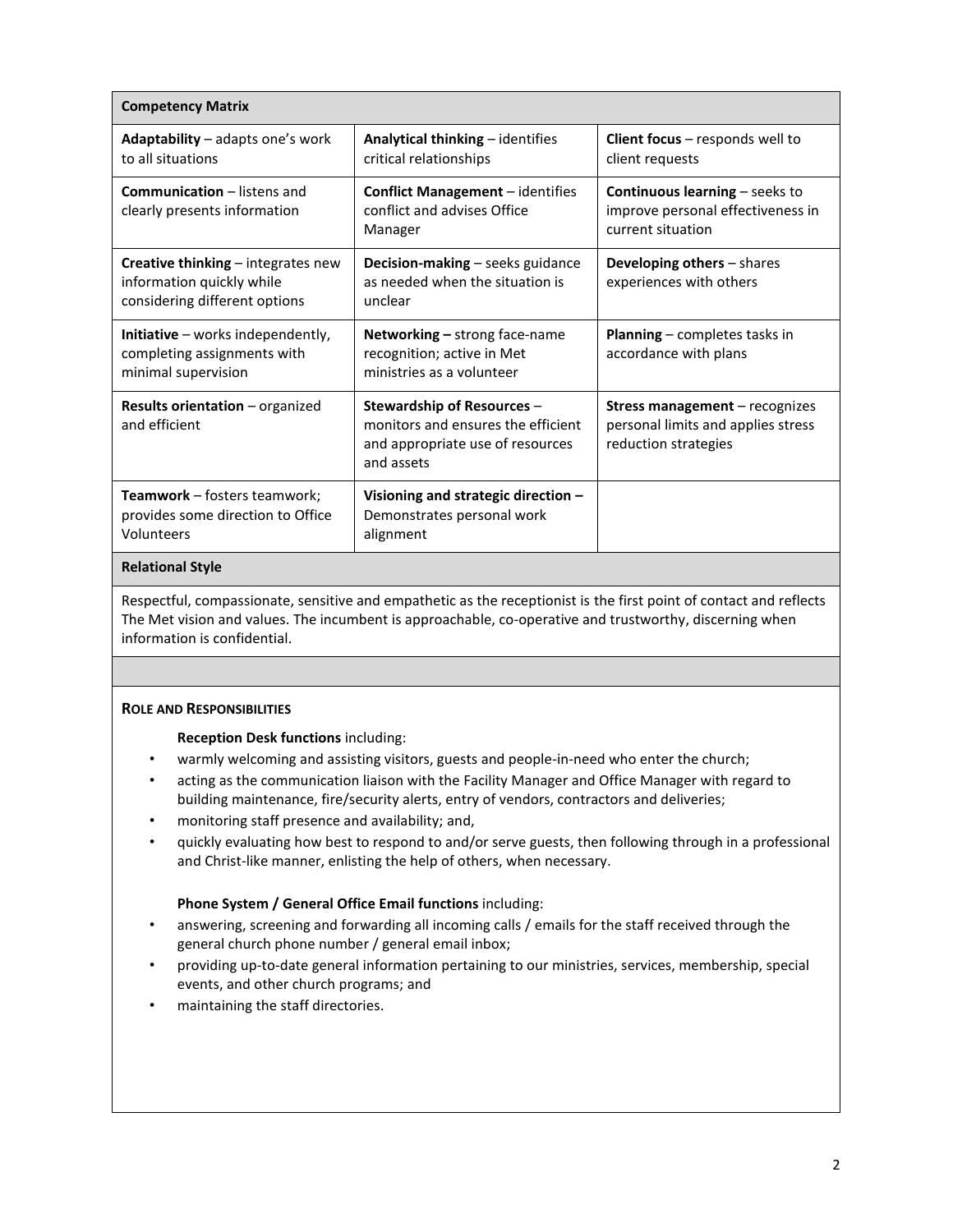| Competency Matrix | | |
|---|---|---|
| **Adaptability** – adapts one's work to all situations | **Analytical thinking** – identifies critical relationships | **Client focus** – responds well to client requests |
| **Communication** – listens and clearly presents information | **Conflict Management** – identifies conflict and advises Office Manager | **Continuous learning** – seeks to improve personal effectiveness in current situation |
| **Creative thinking** – integrates new information quickly while considering different options | **Decision-making** – seeks guidance as needed when the situation is unclear | **Developing others** – shares experiences with others |
| **Initiative** – works independently, completing assignments with minimal supervision | **Networking –** strong face-name recognition; active in Met ministries as a volunteer | **Planning** – completes tasks in accordance with plans |
| **Results orientation** – organized and efficient | **Stewardship of Resources** – monitors and ensures the efficient and appropriate use of resources and assets | **Stress management** – recognizes personal limits and applies stress reduction strategies |
| **Teamwork** – fosters teamwork; provides some direction to Office Volunteers | **Visioning and strategic direction –** Demonstrates personal work alignment | |

**Relational Style**

Respectful, compassionate, sensitive and empathetic as the receptionist is the first point of contact and reflects The Met vision and values. The incumbent is approachable, co-operative and trustworthy, discerning when information is confidential.

## ROLE AND RESPONSIBILITIES

**Reception Desk functions** including:

- warmly welcoming and assisting visitors, guests and people-in-need who enter the church;
- acting as the communication liaison with the Facility Manager and Office Manager with regard to building maintenance, fire/security alerts, entry of vendors, contractors and deliveries;
- monitoring staff presence and availability; and,
- quickly evaluating how best to respond to and/or serve guests, then following through in a professional and Christ-like manner, enlisting the help of others, when necessary.

**Phone System / General Office Email functions** including:

- answering, screening and forwarding all incoming calls / emails for the staff received through the general church phone number / general email inbox;
- providing up-to-date general information pertaining to our ministries, services, membership, special events, and other church programs; and
- maintaining the staff directories.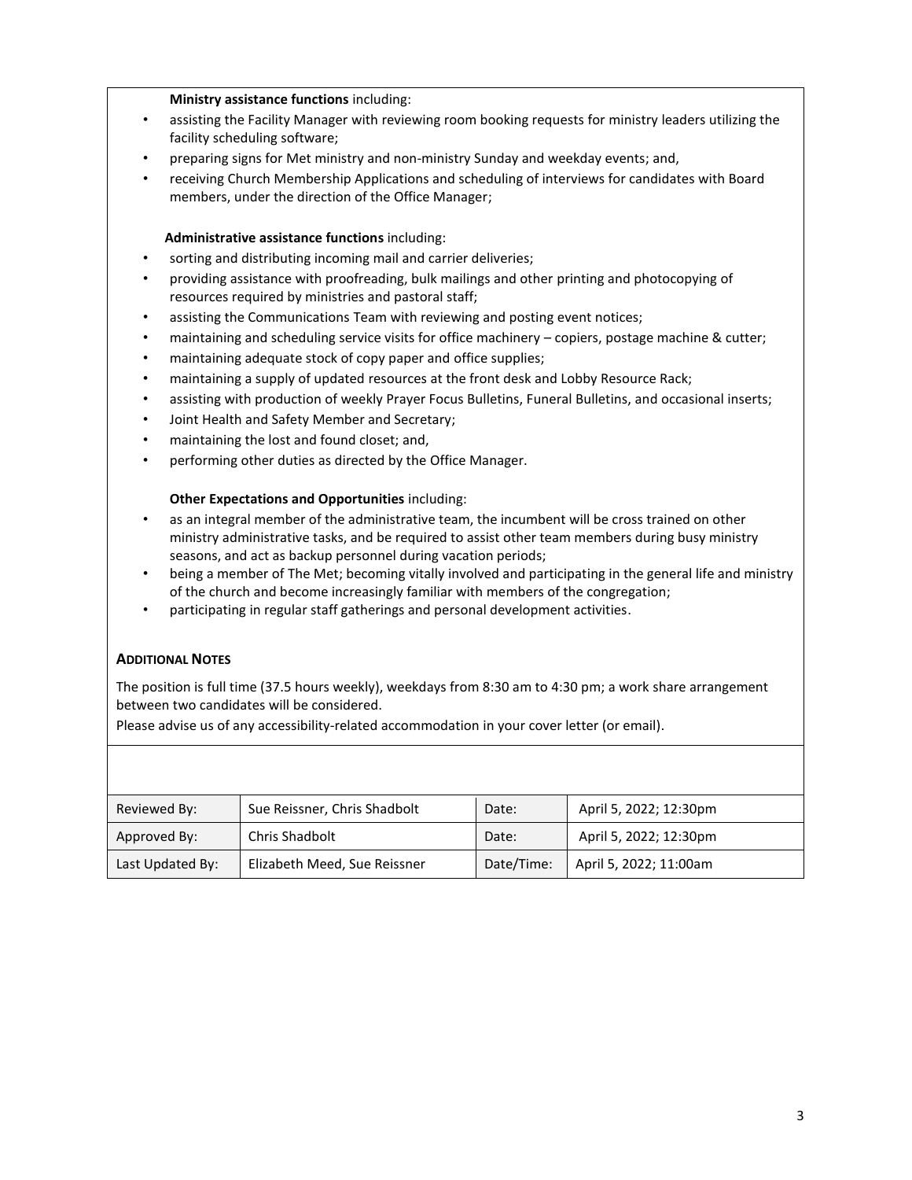**Ministry assistance functions** including:

- assisting the Facility Manager with reviewing room booking requests for ministry leaders utilizing the facility scheduling software;
- preparing signs for Met ministry and non-ministry Sunday and weekday events; and,
- receiving Church Membership Applications and scheduling of interviews for candidates with Board members, under the direction of the Office Manager;

**Administrative assistance functions** including:

- sorting and distributing incoming mail and carrier deliveries;
- providing assistance with proofreading, bulk mailings and other printing and photocopying of resources required by ministries and pastoral staff;
- assisting the Communications Team with reviewing and posting event notices;
- maintaining and scheduling service visits for office machinery – copiers, postage machine & cutter;
- maintaining adequate stock of copy paper and office supplies;
- maintaining a supply of updated resources at the front desk and Lobby Resource Rack;
- assisting with production of weekly Prayer Focus Bulletins, Funeral Bulletins, and occasional inserts;
- Joint Health and Safety Member and Secretary;
- maintaining the lost and found closet; and,
- performing other duties as directed by the Office Manager.

**Other Expectations and Opportunities** including:

- as an integral member of the administrative team, the incumbent will be cross trained on other ministry administrative tasks, and be required to assist other team members during busy ministry seasons, and act as backup personnel during vacation periods;
- being a member of The Met; becoming vitally involved and participating in the general life and ministry of the church and become increasingly familiar with members of the congregation;
- participating in regular staff gatherings and personal development activities.

## ADDITIONAL NOTES

The position is full time (37.5 hours weekly), weekdays from 8:30 am to 4:30 pm; a work share arrangement between two candidates will be considered.

Please advise us of any accessibility-related accommodation in your cover letter (or email).

| | | | |
|---|---|---|---|
| Reviewed By: | Sue Reissner, Chris Shadbolt | Date: | April 5, 2022; 12:30pm |
| Approved By: | Chris Shadbolt | Date: | April 5, 2022; 12:30pm |
| Last Updated By: | Elizabeth Meed, Sue Reissner | Date/Time: | April 5, 2022; 11:00am |